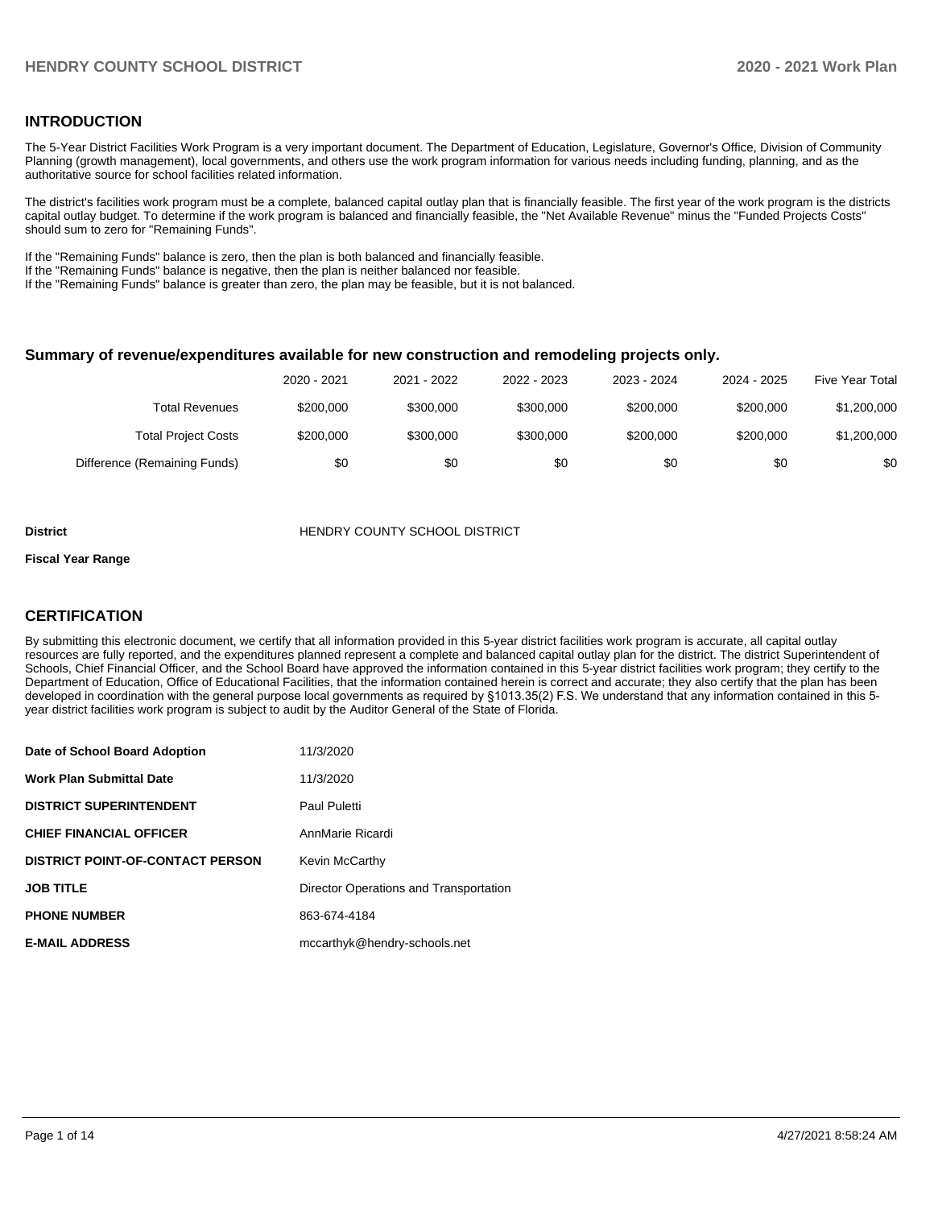## INTRODUCTION

The 5-Year District Facilities Work Program is a very important document. The Department of Education, Legislature, Governor's Office, Division of Community Planning (growth management), local governments, and others use the work program information for various needs including funding, planning, and as the authoritative source for school facilities related information.

The district's facilities work program must be a complete, balanced capital outlay plan that is financially feasible. The first year of the work program is the districts capital outlay budget. To determine if the work program is balanced and financially feasible, the "Net Available Revenue" minus the "Funded Projects Costs" should sum to zero for "Remaining Funds".

If the "Remaining Funds" balance is zero, then the plan is both balanced and financially feasible.
If the "Remaining Funds" balance is negative, then the plan is neither balanced nor feasible.
If the "Remaining Funds" balance is greater than zero, the plan may be feasible, but it is not balanced.

### Summary of revenue/expenditures available for new construction and remodeling projects only.

| | 2020 - 2021 | 2021 - 2022 | 2022 - 2023 | 2023 - 2024 | 2024 - 2025 | Five Year Total |
|---|---|---|---|---|---|---|
| Total Revenues | $200,000 | $300,000 | $300,000 | $200,000 | $200,000 | $1,200,000 |
| Total Project Costs | $200,000 | $300,000 | $300,000 | $200,000 | $200,000 | $1,200,000 |
| Difference (Remaining Funds) | $0 | $0 | $0 | $0 | $0 | $0 |

**District** HENDRY COUNTY SCHOOL DISTRICT

**Fiscal Year Range**

## CERTIFICATION

By submitting this electronic document, we certify that all information provided in this 5-year district facilities work program is accurate, all capital outlay resources are fully reported, and the expenditures planned represent a complete and balanced capital outlay plan for the district. The district Superintendent of Schools, Chief Financial Officer, and the School Board have approved the information contained in this 5-year district facilities work program; they certify to the Department of Education, Office of Educational Facilities, that the information contained herein is correct and accurate; they also certify that the plan has been developed in coordination with the general purpose local governments as required by §1013.35(2) F.S. We understand that any information contained in this 5-year district facilities work program is subject to audit by the Auditor General of the State of Florida.

| | |
|---|---|
| **Date of School Board Adoption** | 11/3/2020 |
| **Work Plan Submittal Date** | 11/3/2020 |
| **DISTRICT SUPERINTENDENT** | Paul Puletti |
| **CHIEF FINANCIAL OFFICER** | AnnMarie Ricardi |
| **DISTRICT POINT-OF-CONTACT PERSON** | Kevin McCarthy |
| **JOB TITLE** | Director Operations and Transportation |
| **PHONE NUMBER** | 863-674-4184 |
| **E-MAIL ADDRESS** | mccarthyk@hendry-schools.net |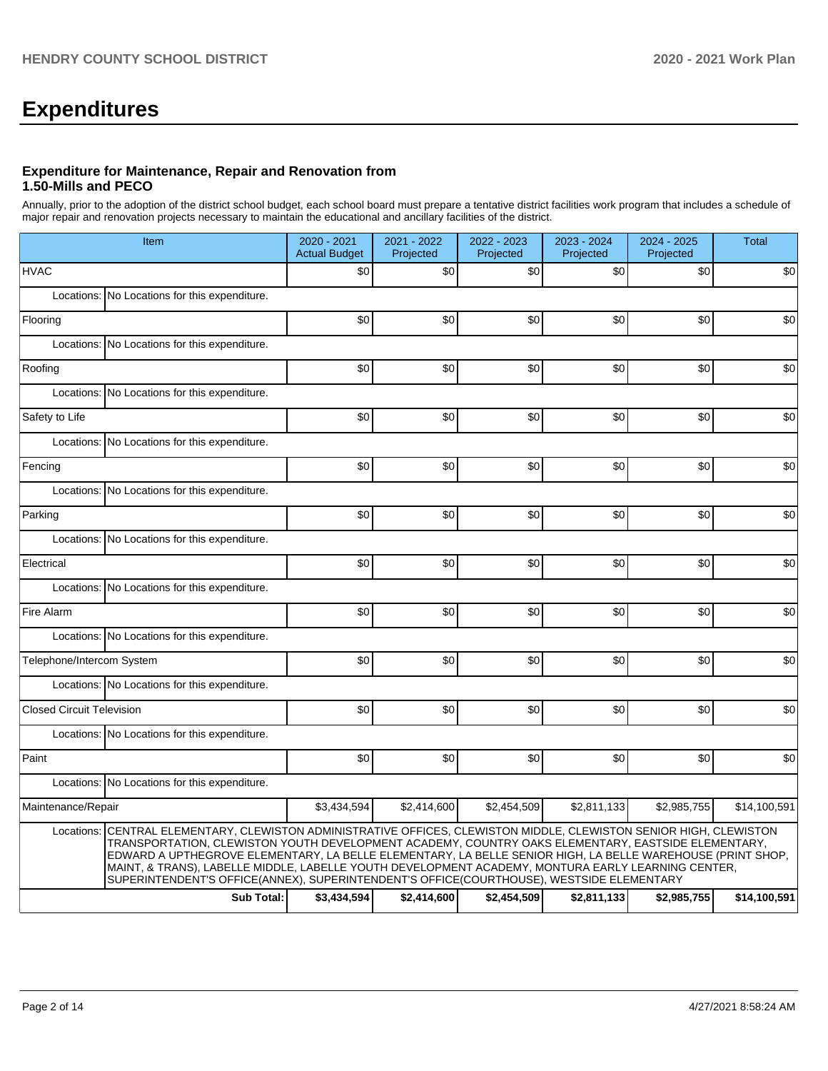# Expenditures

### Expenditure for Maintenance, Repair and Renovation from 1.50-Mills and PECO

Annually, prior to the adoption of the district school budget, each school board must prepare a tentative district facilities work program that includes a schedule of major repair and renovation projects necessary to maintain the educational and ancillary facilities of the district.

| Item | | 2020 - 2021 Actual Budget | 2021 - 2022 Projected | 2022 - 2023 Projected | 2023 - 2024 Projected | 2024 - 2025 Projected | Total |
|---|---|---|---|---|---|---|---|
| HVAC | | $0 | $0 | $0 | $0 | $0 | $0 |
| Locations: | No Locations for this expenditure. | | | | | | |
| Flooring | | $0 | $0 | $0 | $0 | $0 | $0 |
| Locations: | No Locations for this expenditure. | | | | | | |
| Roofing | | $0 | $0 | $0 | $0 | $0 | $0 |
| Locations: | No Locations for this expenditure. | | | | | | |
| Safety to Life | | $0 | $0 | $0 | $0 | $0 | $0 |
| Locations: | No Locations for this expenditure. | | | | | | |
| Fencing | | $0 | $0 | $0 | $0 | $0 | $0 |
| Locations: | No Locations for this expenditure. | | | | | | |
| Parking | | $0 | $0 | $0 | $0 | $0 | $0 |
| Locations: | No Locations for this expenditure. | | | | | | |
| Electrical | | $0 | $0 | $0 | $0 | $0 | $0 |
| Locations: | No Locations for this expenditure. | | | | | | |
| Fire Alarm | | $0 | $0 | $0 | $0 | $0 | $0 |
| Locations: | No Locations for this expenditure. | | | | | | |
| Telephone/Intercom System | | $0 | $0 | $0 | $0 | $0 | $0 |
| Locations: | No Locations for this expenditure. | | | | | | |
| Closed Circuit Television | | $0 | $0 | $0 | $0 | $0 | $0 |
| Locations: | No Locations for this expenditure. | | | | | | |
| Paint | | $0 | $0 | $0 | $0 | $0 | $0 |
| Locations: | No Locations for this expenditure. | | | | | | |
| Maintenance/Repair | | $3,434,594 | $2,414,600 | $2,454,509 | $2,811,133 | $2,985,755 | $14,100,591 |
| Locations: | CENTRAL ELEMENTARY, CLEWISTON ADMINISTRATIVE OFFICES, CLEWISTON MIDDLE, CLEWISTON SENIOR HIGH, CLEWISTON TRANSPORTATION, CLEWISTON YOUTH DEVELOPMENT ACADEMY, COUNTRY OAKS ELEMENTARY, EASTSIDE ELEMENTARY, EDWARD A UPTHEGROVE ELEMENTARY, LA BELLE ELEMENTARY, LA BELLE SENIOR HIGH, LA BELLE WAREHOUSE (PRINT SHOP, MAINT, & TRANS), LABELLE MIDDLE, LABELLE YOUTH DEVELOPMENT ACADEMY, MONTURA EARLY LEARNING CENTER, SUPERINTENDENT'S OFFICE(ANNEX), SUPERINTENDENT'S OFFICE(COURTHOUSE), WESTSIDE ELEMENTARY | | | | | | |
| | **Sub Total:** | **$3,434,594** | **$2,414,600** | **$2,454,509** | **$2,811,133** | **$2,985,755** | **$14,100,591** |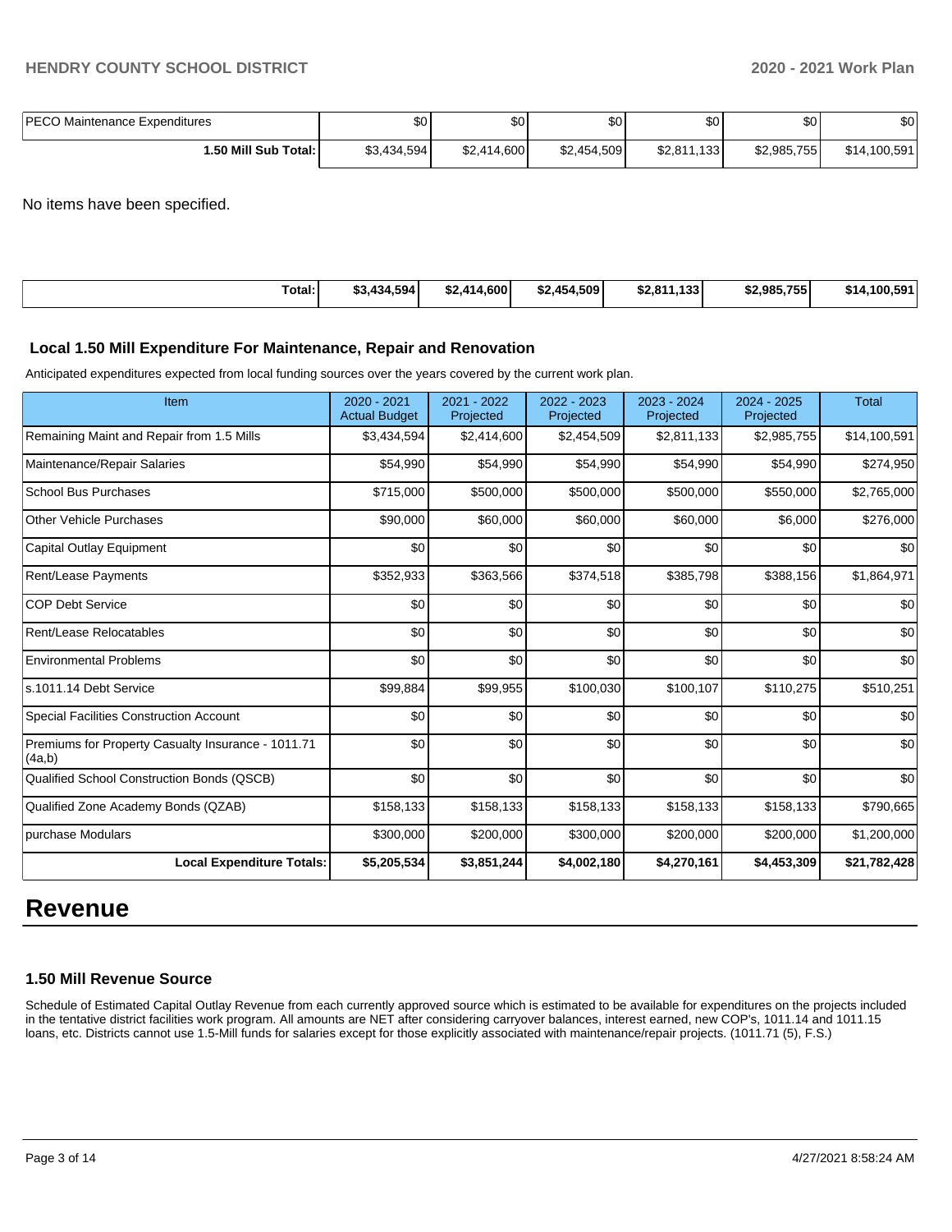| | | | | | | |
|---|---|---|---|---|---|---|
| PECO Maintenance Expenditures | $0 | $0 | $0 | $0 | $0 | $0 |
| **1.50 Mill Sub Total:** | $3,434,594 | $2,414,600 | $2,454,509 | $2,811,133 | $2,985,755 | $14,100,591 |

No items have been specified.

| | | | | | | |
|---|---|---|---|---|---|---|
| **Total:** | **$3,434,594** | **$2,414,600** | **$2,454,509** | **$2,811,133** | **$2,985,755** | **$14,100,591** |

### Local 1.50 Mill Expenditure For Maintenance, Repair and Renovation

Anticipated expenditures expected from local funding sources over the years covered by the current work plan.

| Item | 2020 - 2021 Actual Budget | 2021 - 2022 Projected | 2022 - 2023 Projected | 2023 - 2024 Projected | 2024 - 2025 Projected | Total |
|---|---|---|---|---|---|---|
| Remaining Maint and Repair from 1.5 Mills | $3,434,594 | $2,414,600 | $2,454,509 | $2,811,133 | $2,985,755 | $14,100,591 |
| Maintenance/Repair Salaries | $54,990 | $54,990 | $54,990 | $54,990 | $54,990 | $274,950 |
| School Bus Purchases | $715,000 | $500,000 | $500,000 | $500,000 | $550,000 | $2,765,000 |
| Other Vehicle Purchases | $90,000 | $60,000 | $60,000 | $60,000 | $6,000 | $276,000 |
| Capital Outlay Equipment | $0 | $0 | $0 | $0 | $0 | $0 |
| Rent/Lease Payments | $352,933 | $363,566 | $374,518 | $385,798 | $388,156 | $1,864,971 |
| COP Debt Service | $0 | $0 | $0 | $0 | $0 | $0 |
| Rent/Lease Relocatables | $0 | $0 | $0 | $0 | $0 | $0 |
| Environmental Problems | $0 | $0 | $0 | $0 | $0 | $0 |
| s.1011.14 Debt Service | $99,884 | $99,955 | $100,030 | $100,107 | $110,275 | $510,251 |
| Special Facilities Construction Account | $0 | $0 | $0 | $0 | $0 | $0 |
| Premiums for Property Casualty Insurance - 1011.71 (4a,b) | $0 | $0 | $0 | $0 | $0 | $0 |
| Qualified School Construction Bonds (QSCB) | $0 | $0 | $0 | $0 | $0 | $0 |
| Qualified Zone Academy Bonds (QZAB) | $158,133 | $158,133 | $158,133 | $158,133 | $158,133 | $790,665 |
| purchase Modulars | $300,000 | $200,000 | $300,000 | $200,000 | $200,000 | $1,200,000 |
| **Local Expenditure Totals:** | **$5,205,534** | **$3,851,244** | **$4,002,180** | **$4,270,161** | **$4,453,309** | **$21,782,428** |

# Revenue

### 1.50 Mill Revenue Source

Schedule of Estimated Capital Outlay Revenue from each currently approved source which is estimated to be available for expenditures on the projects included in the tentative district facilities work program. All amounts are NET after considering carryover balances, interest earned, new COP's, 1011.14 and 1011.15 loans, etc. Districts cannot use 1.5-Mill funds for salaries except for those explicitly associated with maintenance/repair projects. (1011.71 (5), F.S.)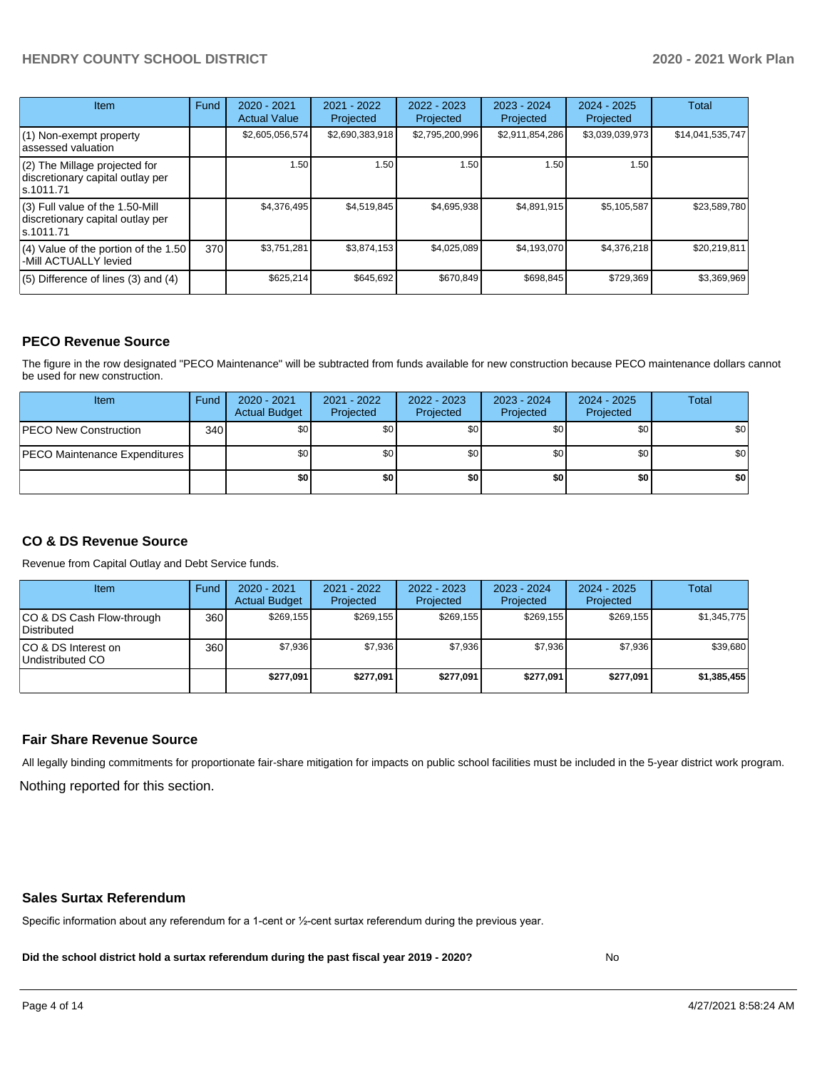| Item | Fund | 2020 - 2021 Actual Value | 2021 - 2022 Projected | 2022 - 2023 Projected | 2023 - 2024 Projected | 2024 - 2025 Projected | Total |
|---|---|---|---|---|---|---|---|
| (1) Non-exempt property assessed valuation | | $2,605,056,574 | $2,690,383,918 | $2,795,200,996 | $2,911,854,286 | $3,039,039,973 | $14,041,535,747 |
| (2) The Millage projected for discretionary capital outlay per s.1011.71 | | 1.50 | 1.50 | 1.50 | 1.50 | 1.50 | |
| (3) Full value of the 1.50-Mill discretionary capital outlay per s.1011.71 | | $4,376,495 | $4,519,845 | $4,695,938 | $4,891,915 | $5,105,587 | $23,589,780 |
| (4) Value of the portion of the 1.50 -Mill ACTUALLY levied | 370 | $3,751,281 | $3,874,153 | $4,025,089 | $4,193,070 | $4,376,218 | $20,219,811 |
| (5) Difference of lines (3) and (4) | | $625,214 | $645,692 | $670,849 | $698,845 | $729,369 | $3,369,969 |

## PECO Revenue Source

The figure in the row designated "PECO Maintenance" will be subtracted from funds available for new construction because PECO maintenance dollars cannot be used for new construction.

| Item | Fund | 2020 - 2021 Actual Budget | 2021 - 2022 Projected | 2022 - 2023 Projected | 2023 - 2024 Projected | 2024 - 2025 Projected | Total |
|---|---|---|---|---|---|---|---|
| PECO New Construction | 340 | $0 | $0 | $0 | $0 | $0 | $0 |
| PECO Maintenance Expenditures | | $0 | $0 | $0 | $0 | $0 | $0 |
| | | **$0** | **$0** | **$0** | **$0** | **$0** | **$0** |

## CO & DS Revenue Source

Revenue from Capital Outlay and Debt Service funds.

| Item | Fund | 2020 - 2021 Actual Budget | 2021 - 2022 Projected | 2022 - 2023 Projected | 2023 - 2024 Projected | 2024 - 2025 Projected | Total |
|---|---|---|---|---|---|---|---|
| CO & DS Cash Flow-through Distributed | 360 | $269,155 | $269,155 | $269,155 | $269,155 | $269,155 | $1,345,775 |
| CO & DS Interest on Undistributed CO | 360 | $7,936 | $7,936 | $7,936 | $7,936 | $7,936 | $39,680 |
| | | **$277,091** | **$277,091** | **$277,091** | **$277,091** | **$277,091** | **$1,385,455** |

## Fair Share Revenue Source

All legally binding commitments for proportionate fair-share mitigation for impacts on public school facilities must be included in the 5-year district work program.

Nothing reported for this section.

## Sales Surtax Referendum

Specific information about any referendum for a 1-cent or ½-cent surtax referendum during the previous year.

**Did the school district hold a surtax referendum during the past fiscal year 2019 - 2020?** No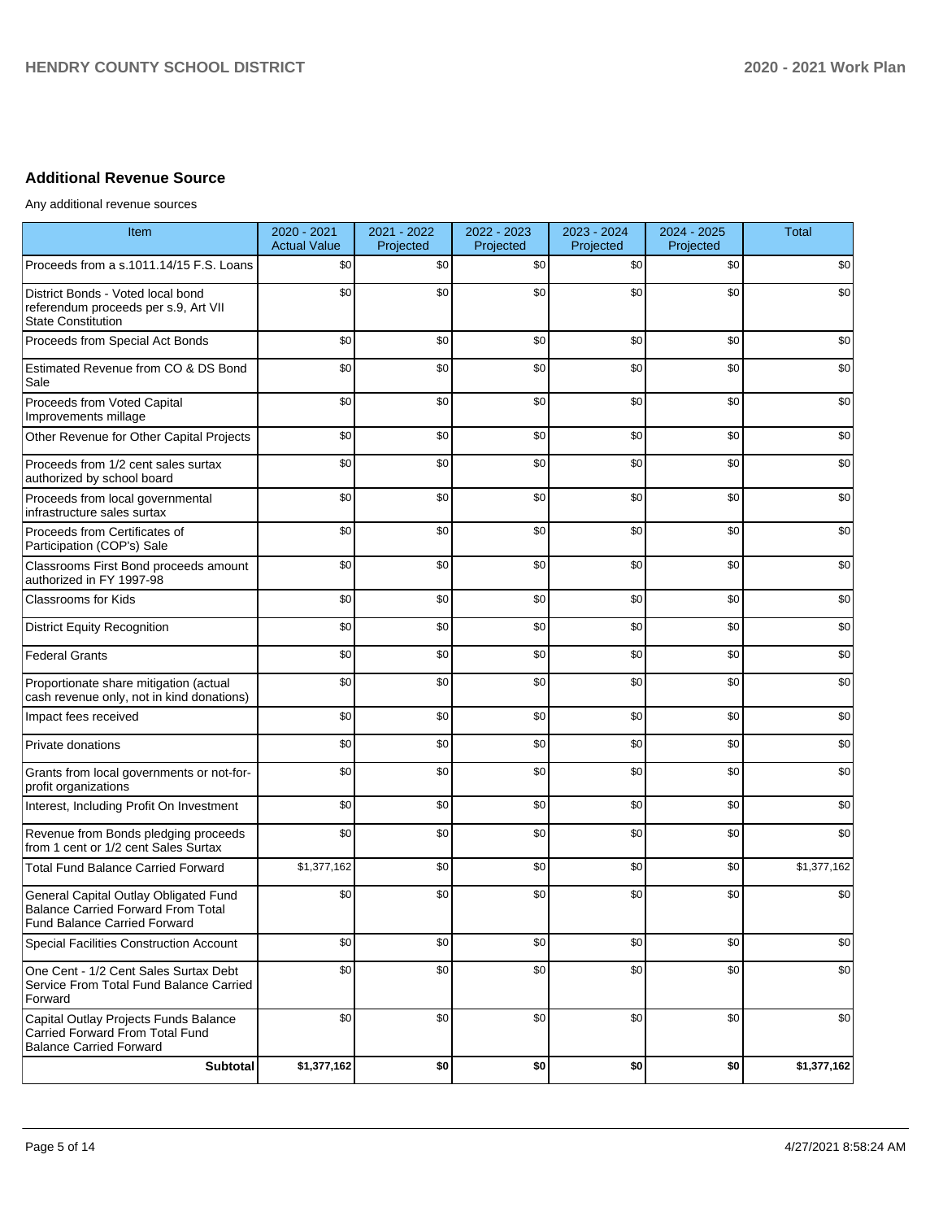## Additional Revenue Source

Any additional revenue sources

| Item | 2020 - 2021 Actual Value | 2021 - 2022 Projected | 2022 - 2023 Projected | 2023 - 2024 Projected | 2024 - 2025 Projected | Total |
|---|---|---|---|---|---|---|
| Proceeds from a s.1011.14/15 F.S. Loans | $0 | $0 | $0 | $0 | $0 | $0 |
| District Bonds - Voted local bond referendum proceeds per s.9, Art VII State Constitution | $0 | $0 | $0 | $0 | $0 | $0 |
| Proceeds from Special Act Bonds | $0 | $0 | $0 | $0 | $0 | $0 |
| Estimated Revenue from CO & DS Bond Sale | $0 | $0 | $0 | $0 | $0 | $0 |
| Proceeds from Voted Capital Improvements millage | $0 | $0 | $0 | $0 | $0 | $0 |
| Other Revenue for Other Capital Projects | $0 | $0 | $0 | $0 | $0 | $0 |
| Proceeds from 1/2 cent sales surtax authorized by school board | $0 | $0 | $0 | $0 | $0 | $0 |
| Proceeds from local governmental infrastructure sales surtax | $0 | $0 | $0 | $0 | $0 | $0 |
| Proceeds from Certificates of Participation (COP's) Sale | $0 | $0 | $0 | $0 | $0 | $0 |
| Classrooms First Bond proceeds amount authorized in FY 1997-98 | $0 | $0 | $0 | $0 | $0 | $0 |
| Classrooms for Kids | $0 | $0 | $0 | $0 | $0 | $0 |
| District Equity Recognition | $0 | $0 | $0 | $0 | $0 | $0 |
| Federal Grants | $0 | $0 | $0 | $0 | $0 | $0 |
| Proportionate share mitigation (actual cash revenue only, not in kind donations) | $0 | $0 | $0 | $0 | $0 | $0 |
| Impact fees received | $0 | $0 | $0 | $0 | $0 | $0 |
| Private donations | $0 | $0 | $0 | $0 | $0 | $0 |
| Grants from local governments or not-for-profit organizations | $0 | $0 | $0 | $0 | $0 | $0 |
| Interest, Including Profit On Investment | $0 | $0 | $0 | $0 | $0 | $0 |
| Revenue from Bonds pledging proceeds from 1 cent or 1/2 cent Sales Surtax | $0 | $0 | $0 | $0 | $0 | $0 |
| Total Fund Balance Carried Forward | $1,377,162 | $0 | $0 | $0 | $0 | $1,377,162 |
| General Capital Outlay Obligated Fund Balance Carried Forward From Total Fund Balance Carried Forward | $0 | $0 | $0 | $0 | $0 | $0 |
| Special Facilities Construction Account | $0 | $0 | $0 | $0 | $0 | $0 |
| One Cent - 1/2 Cent Sales Surtax Debt Service From Total Fund Balance Carried Forward | $0 | $0 | $0 | $0 | $0 | $0 |
| Capital Outlay Projects Funds Balance Carried Forward From Total Fund Balance Carried Forward | $0 | $0 | $0 | $0 | $0 | $0 |
| **Subtotal** | **$1,377,162** | **$0** | **$0** | **$0** | **$0** | **$1,377,162** |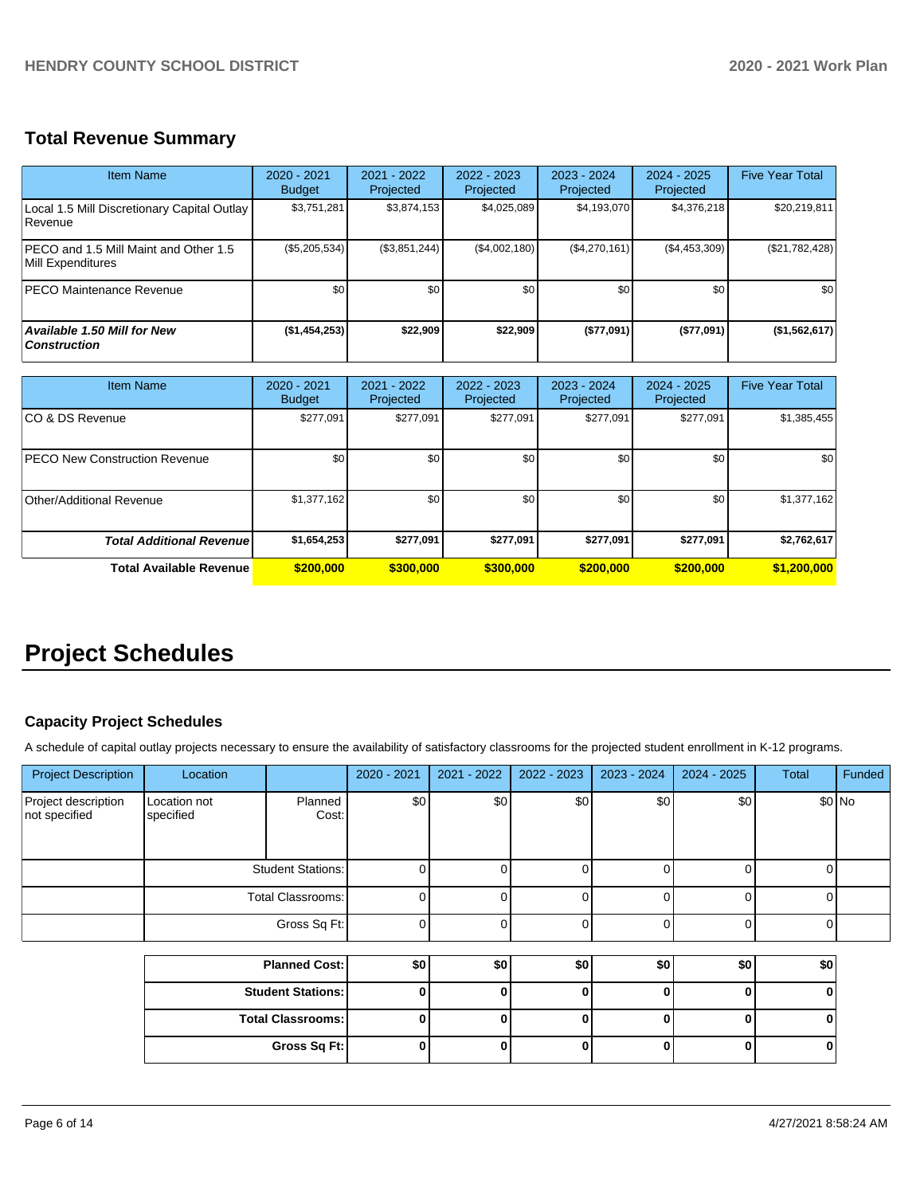## Total Revenue Summary

| Item Name | 2020 - 2021 Budget | 2021 - 2022 Projected | 2022 - 2023 Projected | 2023 - 2024 Projected | 2024 - 2025 Projected | Five Year Total |
|---|---|---|---|---|---|---|
| Local 1.5 Mill Discretionary Capital Outlay Revenue | $3,751,281 | $3,874,153 | $4,025,089 | $4,193,070 | $4,376,218 | $20,219,811 |
| PECO and 1.5 Mill Maint and Other 1.5 Mill Expenditures | ($5,205,534) | ($3,851,244) | ($4,002,180) | ($4,270,161) | ($4,453,309) | ($21,782,428) |
| PECO Maintenance Revenue | $0 | $0 | $0 | $0 | $0 | $0 |
| ***Available 1.50 Mill for New Construction*** | **($1,454,253)** | **$22,909** | **$22,909** | **($77,091)** | **($77,091)** | **($1,562,617)** |

| Item Name | 2020 - 2021 Budget | 2021 - 2022 Projected | 2022 - 2023 Projected | 2023 - 2024 Projected | 2024 - 2025 Projected | Five Year Total |
|---|---|---|---|---|---|---|
| CO & DS Revenue | $277,091 | $277,091 | $277,091 | $277,091 | $277,091 | $1,385,455 |
| PECO New Construction Revenue | $0 | $0 | $0 | $0 | $0 | $0 |
| Other/Additional Revenue | $1,377,162 | $0 | $0 | $0 | $0 | $1,377,162 |
| ***Total Additional Revenue*** | **$1,654,253** | **$277,091** | **$277,091** | **$277,091** | **$277,091** | **$2,762,617** |
| **Total Available Revenue** | **$200,000** | **$300,000** | **$300,000** | **$200,000** | **$200,000** | **$1,200,000** |

# Project Schedules

### Capacity Project Schedules

A schedule of capital outlay projects necessary to ensure the availability of satisfactory classrooms for the projected student enrollment in K-12 programs.

| Project Description | Location | | 2020 - 2021 | 2021 - 2022 | 2022 - 2023 | 2023 - 2024 | 2024 - 2025 | Total | Funded |
|---|---|---|---|---|---|---|---|---|---|
| Project description not specified | Location not specified | Planned Cost: | $0 | $0 | $0 | $0 | $0 | $0 | No |
| | | Student Stations: | 0 | 0 | 0 | 0 | 0 | 0 | |
| | | Total Classrooms: | 0 | 0 | 0 | 0 | 0 | 0 | |
| | | Gross Sq Ft: | 0 | 0 | 0 | 0 | 0 | 0 | |

| | 2020 - 2021 | 2021 - 2022 | 2022 - 2023 | 2023 - 2024 | 2024 - 2025 | Total |
|---|---|---|---|---|---|---|
| **Planned Cost:** | **$0** | **$0** | **$0** | **$0** | **$0** | **$0** |
| **Student Stations:** | **0** | **0** | **0** | **0** | **0** | **0** |
| **Total Classrooms:** | **0** | **0** | **0** | **0** | **0** | **0** |
| **Gross Sq Ft:** | **0** | **0** | **0** | **0** | **0** | **0** |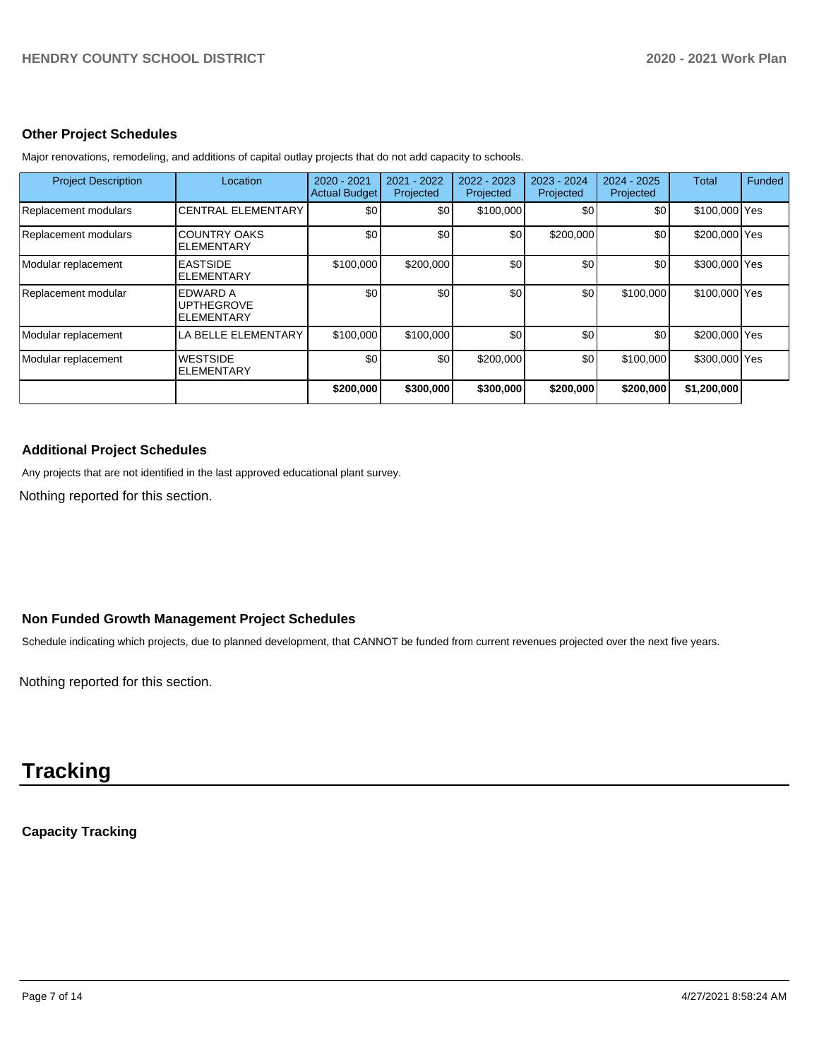### Other Project Schedules

Major renovations, remodeling, and additions of capital outlay projects that do not add capacity to schools.

| Project Description | Location | 2020 - 2021 Actual Budget | 2021 - 2022 Projected | 2022 - 2023 Projected | 2023 - 2024 Projected | 2024 - 2025 Projected | Total | Funded |
|---|---|---|---|---|---|---|---|---|
| Replacement modulars | CENTRAL ELEMENTARY | $0 | $0 | $100,000 | $0 | $0 | $100,000 | Yes |
| Replacement modulars | COUNTRY OAKS ELEMENTARY | $0 | $0 | $0 | $200,000 | $0 | $200,000 | Yes |
| Modular replacement | EASTSIDE ELEMENTARY | $100,000 | $200,000 | $0 | $0 | $0 | $300,000 | Yes |
| Replacement modular | EDWARD A UPTHEGROVE ELEMENTARY | $0 | $0 | $0 | $0 | $100,000 | $100,000 | Yes |
| Modular replacement | LA BELLE ELEMENTARY | $100,000 | $100,000 | $0 | $0 | $0 | $200,000 | Yes |
| Modular replacement | WESTSIDE ELEMENTARY | $0 | $0 | $200,000 | $0 | $100,000 | $300,000 | Yes |
| | | **$200,000** | **$300,000** | **$300,000** | **$200,000** | **$200,000** | **$1,200,000** | |

### Additional Project Schedules

Any projects that are not identified in the last approved educational plant survey.

Nothing reported for this section.

### Non Funded Growth Management Project Schedules

Schedule indicating which projects, due to planned development, that CANNOT be funded from current revenues projected over the next five years.

Nothing reported for this section.

# Tracking

### Capacity Tracking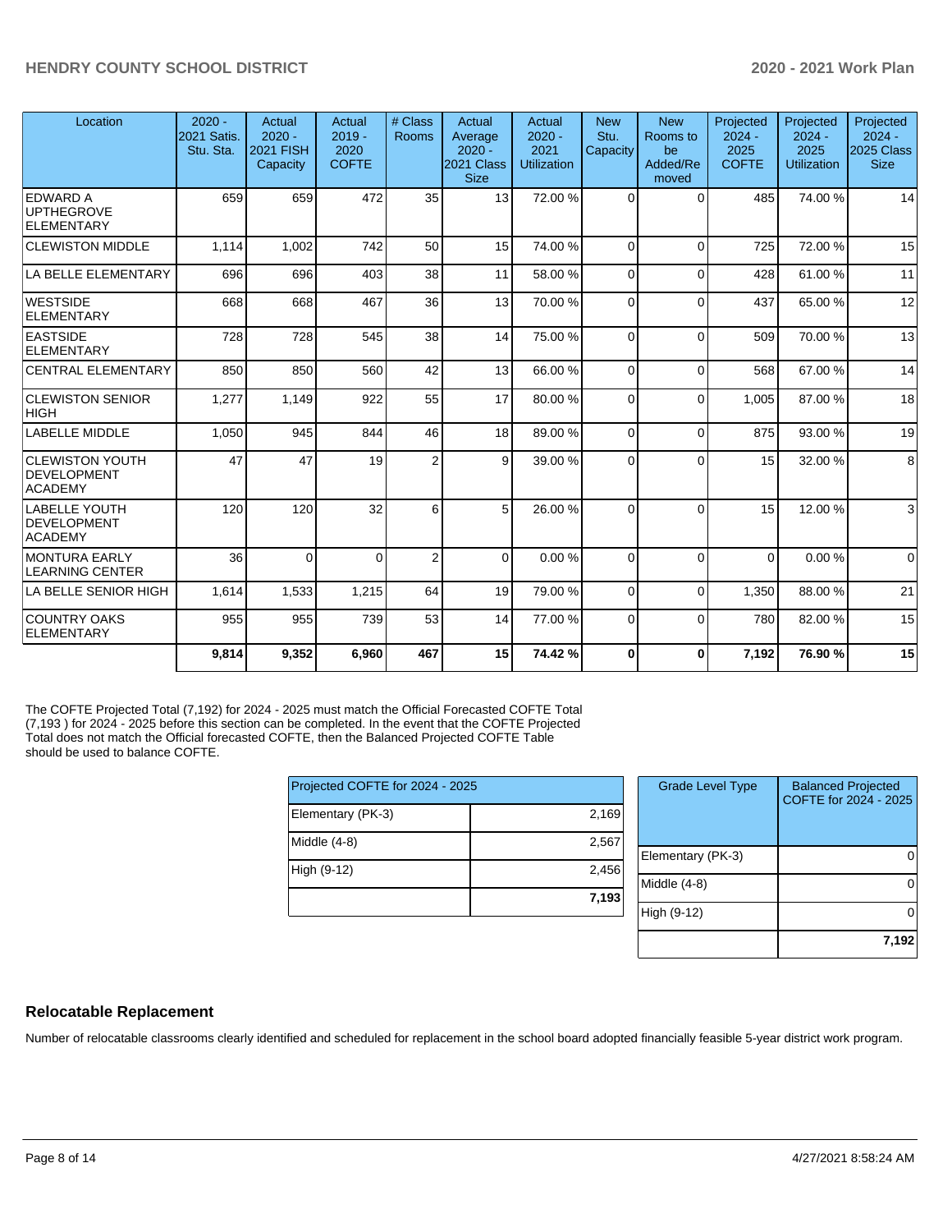| Location | 2020 - 2021 Satis. Stu. Sta. | Actual 2020 - 2021 FISH Capacity | Actual 2019 - 2020 COFTE | # Class Rooms | Actual Average 2020 - 2021 Class Size | Actual 2020 - 2021 Utilization | New Stu. Capacity | New Rooms to be Added/Re moved | Projected 2024 - 2025 COFTE | Projected 2024 - 2025 Utilization | Projected 2024 - 2025 Class Size |
|---|---|---|---|---|---|---|---|---|---|---|---|
| EDWARD A UPTHEGROVE ELEMENTARY | 659 | 659 | 472 | 35 | 13 | 72.00 % | 0 | 0 | 485 | 74.00 % | 14 |
| CLEWISTON MIDDLE | 1,114 | 1,002 | 742 | 50 | 15 | 74.00 % | 0 | 0 | 725 | 72.00 % | 15 |
| LA BELLE ELEMENTARY | 696 | 696 | 403 | 38 | 11 | 58.00 % | 0 | 0 | 428 | 61.00 % | 11 |
| WESTSIDE ELEMENTARY | 668 | 668 | 467 | 36 | 13 | 70.00 % | 0 | 0 | 437 | 65.00 % | 12 |
| EASTSIDE ELEMENTARY | 728 | 728 | 545 | 38 | 14 | 75.00 % | 0 | 0 | 509 | 70.00 % | 13 |
| CENTRAL ELEMENTARY | 850 | 850 | 560 | 42 | 13 | 66.00 % | 0 | 0 | 568 | 67.00 % | 14 |
| CLEWISTON SENIOR HIGH | 1,277 | 1,149 | 922 | 55 | 17 | 80.00 % | 0 | 0 | 1,005 | 87.00 % | 18 |
| LABELLE MIDDLE | 1,050 | 945 | 844 | 46 | 18 | 89.00 % | 0 | 0 | 875 | 93.00 % | 19 |
| CLEWISTON YOUTH DEVELOPMENT ACADEMY | 47 | 47 | 19 | 2 | 9 | 39.00 % | 0 | 0 | 15 | 32.00 % | 8 |
| LABELLE YOUTH DEVELOPMENT ACADEMY | 120 | 120 | 32 | 6 | 5 | 26.00 % | 0 | 0 | 15 | 12.00 % | 3 |
| MONTURA EARLY LEARNING CENTER | 36 | 0 | 0 | 2 | 0 | 0.00 % | 0 | 0 | 0 | 0.00 % | 0 |
| LA BELLE SENIOR HIGH | 1,614 | 1,533 | 1,215 | 64 | 19 | 79.00 % | 0 | 0 | 1,350 | 88.00 % | 21 |
| COUNTRY OAKS ELEMENTARY | 955 | 955 | 739 | 53 | 14 | 77.00 % | 0 | 0 | 780 | 82.00 % | 15 |
| | **9,814** | **9,352** | **6,960** | **467** | **15** | **74.42 %** | **0** | **0** | **7,192** | **76.90 %** | **15** |

The COFTE Projected Total (7,192) for 2024 - 2025 must match the Official Forecasted COFTE Total (7,193 ) for 2024 - 2025 before this section can be completed. In the event that the COFTE Projected Total does not match the Official forecasted COFTE, then the Balanced Projected COFTE Table should be used to balance COFTE.

| Projected COFTE for 2024 - 2025 | |
|---|---|
| Elementary (PK-3) | 2,169 |
| Middle (4-8) | 2,567 |
| High (9-12) | 2,456 |
| | **7,193** |

| Grade Level Type | Balanced Projected COFTE for 2024 - 2025 |
|---|---|
| Elementary (PK-3) | 0 |
| Middle (4-8) | 0 |
| High (9-12) | 0 |
| | **7,192** |

## Relocatable Replacement

Number of relocatable classrooms clearly identified and scheduled for replacement in the school board adopted financially feasible 5-year district work program.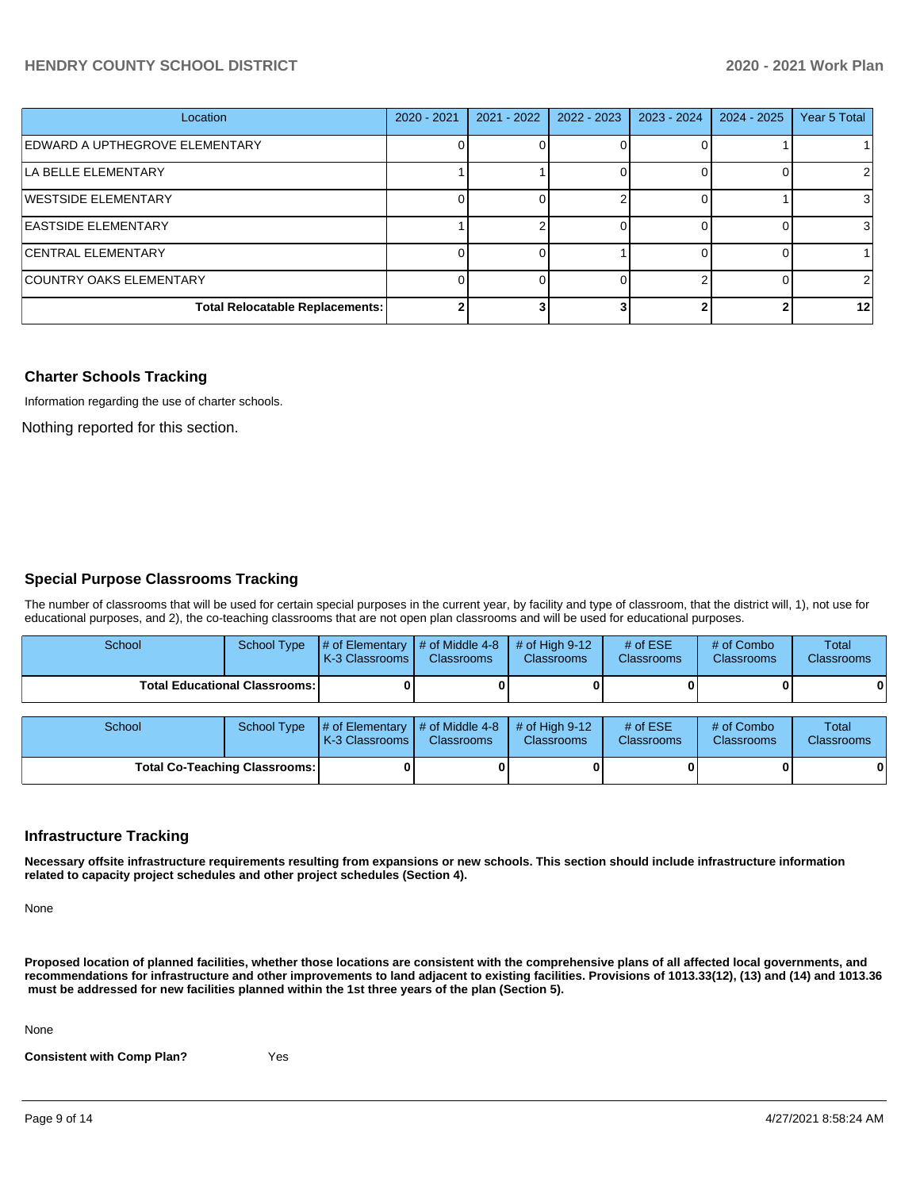| Location | 2020 - 2021 | 2021 - 2022 | 2022 - 2023 | 2023 - 2024 | 2024 - 2025 | Year 5 Total |
|---|---|---|---|---|---|---|
| EDWARD A UPTHEGROVE ELEMENTARY | 0 | 0 | 0 | 0 | 1 | 1 |
| LA BELLE ELEMENTARY | 1 | 1 | 0 | 0 | 0 | 2 |
| WESTSIDE ELEMENTARY | 0 | 0 | 2 | 0 | 1 | 3 |
| EASTSIDE ELEMENTARY | 1 | 2 | 0 | 0 | 0 | 3 |
| CENTRAL ELEMENTARY | 0 | 0 | 1 | 0 | 0 | 1 |
| COUNTRY OAKS ELEMENTARY | 0 | 0 | 0 | 2 | 0 | 2 |
| **Total Relocatable Replacements:** | **2** | **3** | **3** | **2** | **2** | **12** |

## Charter Schools Tracking

Information regarding the use of charter schools.

Nothing reported for this section.

## Special Purpose Classrooms Tracking

The number of classrooms that will be used for certain special purposes in the current year, by facility and type of classroom, that the district will, 1), not use for educational purposes, and 2), the co-teaching classrooms that are not open plan classrooms and will be used for educational purposes.

| School | School Type | # of Elementary K-3 Classrooms | # of Middle 4-8 Classrooms | # of High 9-12 Classrooms | # of ESE Classrooms | # of Combo Classrooms | Total Classrooms |
|---|---|---|---|---|---|---|---|
| **Total Educational Classrooms:** | | **0** | **0** | **0** | **0** | **0** | **0** |

| School | School Type | # of Elementary K-3 Classrooms | # of Middle 4-8 Classrooms | # of High 9-12 Classrooms | # of ESE Classrooms | # of Combo Classrooms | Total Classrooms |
|---|---|---|---|---|---|---|---|
| **Total Co-Teaching Classrooms:** | | **0** | **0** | **0** | **0** | **0** | **0** |

## Infrastructure Tracking

**Necessary offsite infrastructure requirements resulting from expansions or new schools. This section should include infrastructure information related to capacity project schedules and other project schedules (Section 4).**

None

**Proposed location of planned facilities, whether those locations are consistent with the comprehensive plans of all affected local governments, and recommendations for infrastructure and other improvements to land adjacent to existing facilities. Provisions of 1013.33(12), (13) and (14) and 1013.36 must be addressed for new facilities planned within the 1st three years of the plan (Section 5).**

None

**Consistent with Comp Plan?** Yes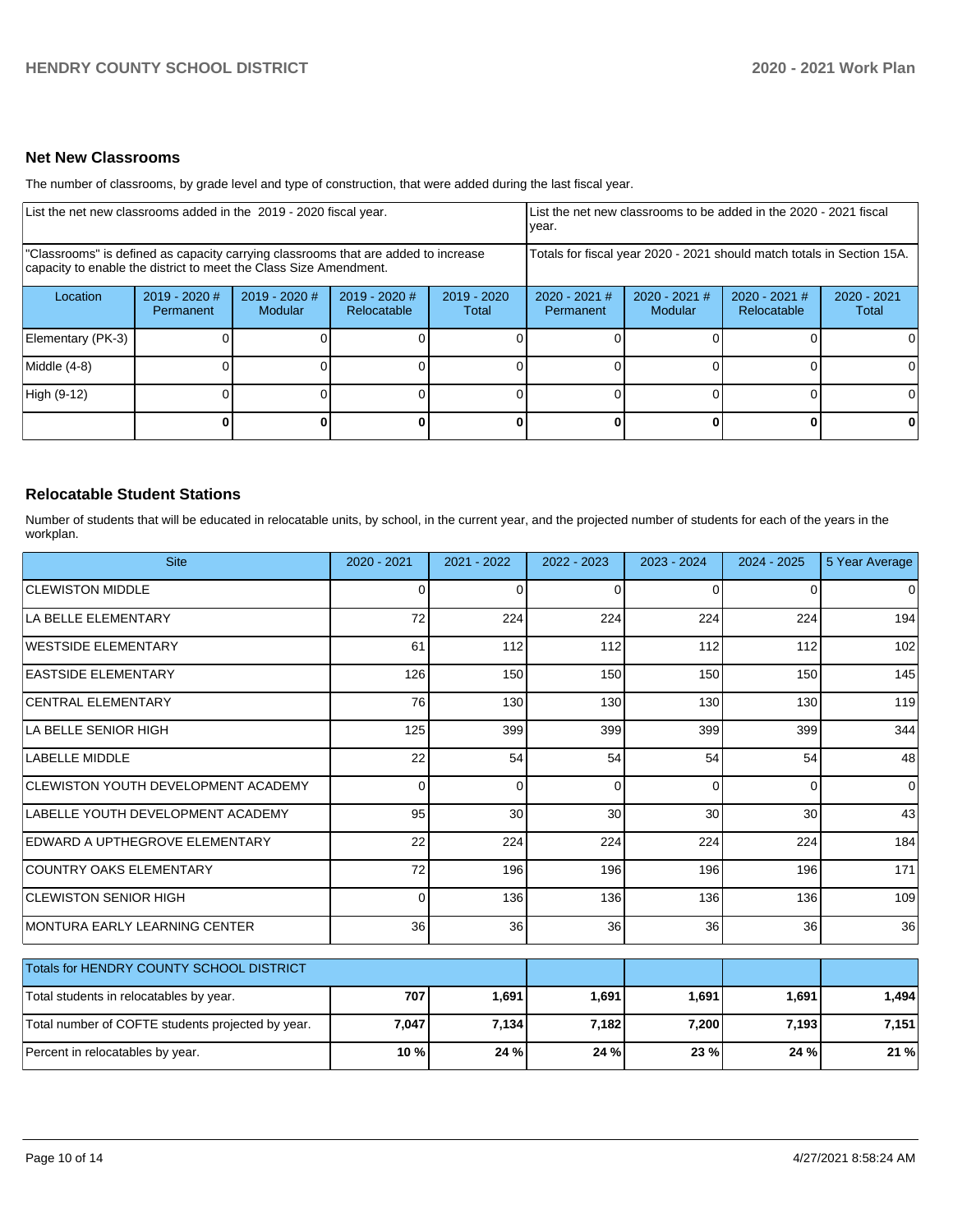## Net New Classrooms

The number of classrooms, by grade level and type of construction, that were added during the last fiscal year.

| List the net new classrooms added in the 2019 - 2020 fiscal year. | | | | | List the net new classrooms to be added in the 2020 - 2021 fiscal year. | | | |
|---|---|---|---|---|---|---|---|---|
| "Classrooms" is defined as capacity carrying classrooms that are added to increase capacity to enable the district to meet the Class Size Amendment. | | | | | Totals for fiscal year 2020 - 2021 should match totals in Section 15A. | | | |
| Location | 2019 - 2020 # Permanent | 2019 - 2020 # Modular | 2019 - 2020 # Relocatable | 2019 - 2020 Total | 2020 - 2021 # Permanent | 2020 - 2021 # Modular | 2020 - 2021 # Relocatable | 2020 - 2021 Total |
| Elementary (PK-3) | 0 | 0 | 0 | 0 | 0 | 0 | 0 | 0 |
| Middle (4-8) | 0 | 0 | 0 | 0 | 0 | 0 | 0 | 0 |
| High (9-12) | 0 | 0 | 0 | 0 | 0 | 0 | 0 | 0 |
| | **0** | **0** | **0** | **0** | **0** | **0** | **0** | **0** |

## Relocatable Student Stations

Number of students that will be educated in relocatable units, by school, in the current year, and the projected number of students for each of the years in the workplan.

| Site | 2020 - 2021 | 2021 - 2022 | 2022 - 2023 | 2023 - 2024 | 2024 - 2025 | 5 Year Average |
|---|---|---|---|---|---|---|
| CLEWISTON MIDDLE | 0 | 0 | 0 | 0 | 0 | 0 |
| LA BELLE ELEMENTARY | 72 | 224 | 224 | 224 | 224 | 194 |
| WESTSIDE ELEMENTARY | 61 | 112 | 112 | 112 | 112 | 102 |
| EASTSIDE ELEMENTARY | 126 | 150 | 150 | 150 | 150 | 145 |
| CENTRAL ELEMENTARY | 76 | 130 | 130 | 130 | 130 | 119 |
| LA BELLE SENIOR HIGH | 125 | 399 | 399 | 399 | 399 | 344 |
| LABELLE MIDDLE | 22 | 54 | 54 | 54 | 54 | 48 |
| CLEWISTON YOUTH DEVELOPMENT ACADEMY | 0 | 0 | 0 | 0 | 0 | 0 |
| LABELLE YOUTH DEVELOPMENT ACADEMY | 95 | 30 | 30 | 30 | 30 | 43 |
| EDWARD A UPTHEGROVE ELEMENTARY | 22 | 224 | 224 | 224 | 224 | 184 |
| COUNTRY OAKS ELEMENTARY | 72 | 196 | 196 | 196 | 196 | 171 |
| CLEWISTON SENIOR HIGH | 0 | 136 | 136 | 136 | 136 | 109 |
| MONTURA EARLY LEARNING CENTER | 36 | 36 | 36 | 36 | 36 | 36 |

| Totals for HENDRY COUNTY SCHOOL DISTRICT | | | | | | |
|---|---|---|---|---|---|---|
| Total students in relocatables by year. | **707** | **1,691** | **1,691** | **1,691** | **1,691** | **1,494** |
| Total number of COFTE students projected by year. | **7,047** | **7,134** | **7,182** | **7,200** | **7,193** | **7,151** |
| Percent in relocatables by year. | **10 %** | **24 %** | **24 %** | **23 %** | **24 %** | **21 %** |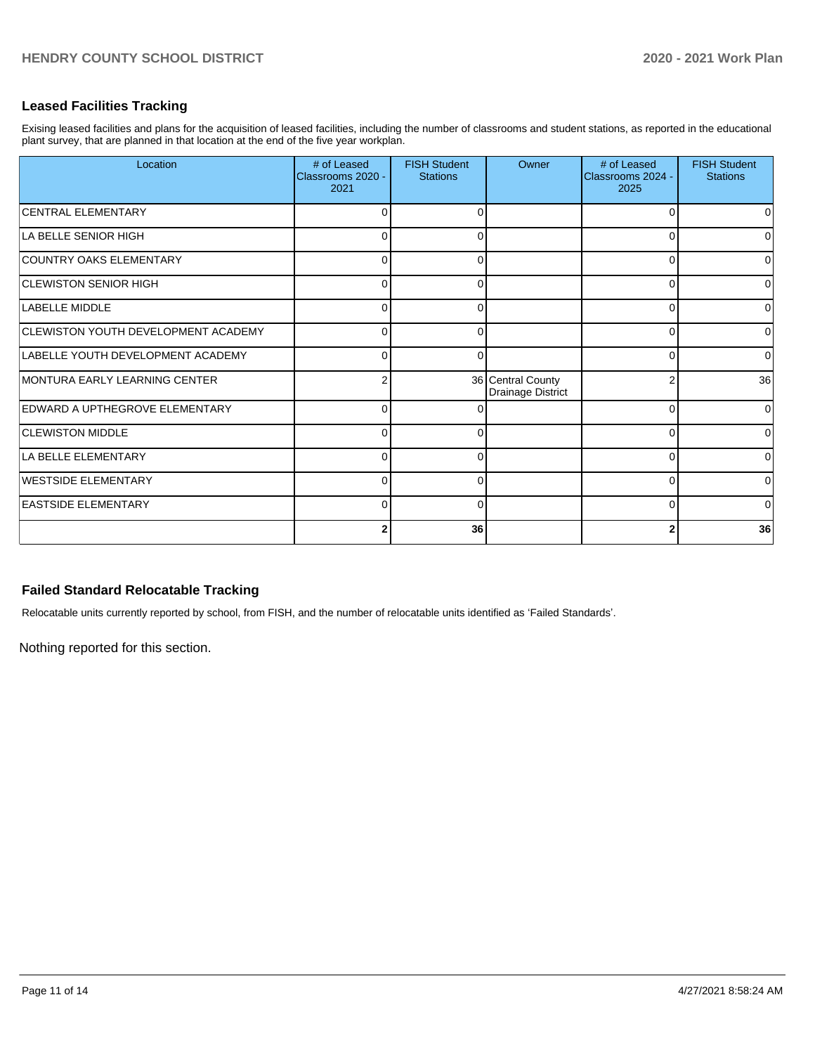## Leased Facilities Tracking

Exising leased facilities and plans for the acquisition of leased facilities, including the number of classrooms and student stations, as reported in the educational plant survey, that are planned in that location at the end of the five year workplan.

| Location | # of Leased Classrooms 2020 - 2021 | FISH Student Stations | Owner | # of Leased Classrooms 2024 - 2025 | FISH Student Stations |
|---|---|---|---|---|---|
| CENTRAL ELEMENTARY | 0 | 0 | | 0 | 0 |
| LA BELLE SENIOR HIGH | 0 | 0 | | 0 | 0 |
| COUNTRY OAKS ELEMENTARY | 0 | 0 | | 0 | 0 |
| CLEWISTON SENIOR HIGH | 0 | 0 | | 0 | 0 |
| LABELLE MIDDLE | 0 | 0 | | 0 | 0 |
| CLEWISTON YOUTH DEVELOPMENT ACADEMY | 0 | 0 | | 0 | 0 |
| LABELLE YOUTH DEVELOPMENT ACADEMY | 0 | 0 | | 0 | 0 |
| MONTURA EARLY LEARNING CENTER | 2 | 36 | Central County Drainage District | 2 | 36 |
| EDWARD A UPTHEGROVE ELEMENTARY | 0 | 0 | | 0 | 0 |
| CLEWISTON MIDDLE | 0 | 0 | | 0 | 0 |
| LA BELLE ELEMENTARY | 0 | 0 | | 0 | 0 |
| WESTSIDE ELEMENTARY | 0 | 0 | | 0 | 0 |
| EASTSIDE ELEMENTARY | 0 | 0 | | 0 | 0 |
| | **2** | **36** | | **2** | **36** |

## Failed Standard Relocatable Tracking

Relocatable units currently reported by school, from FISH, and the number of relocatable units identified as 'Failed Standards'.

Nothing reported for this section.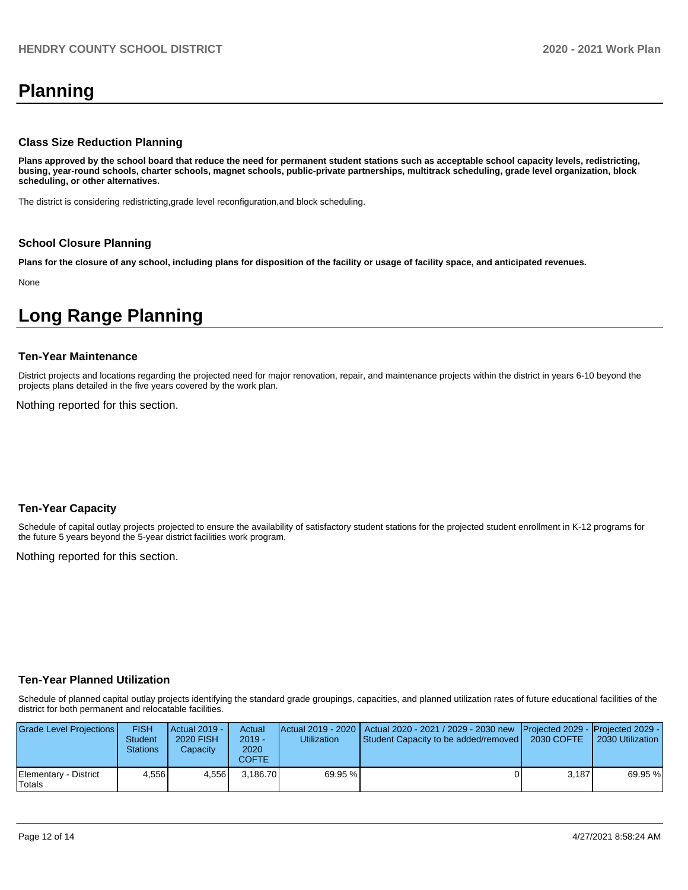# Planning

### Class Size Reduction Planning

**Plans approved by the school board that reduce the need for permanent student stations such as acceptable school capacity levels, redistricting, busing, year-round schools, charter schools, magnet schools, public-private partnerships, multitrack scheduling, grade level organization, block scheduling, or other alternatives.**

The district is considering redistricting,grade level reconfiguration,and block scheduling.

### School Closure Planning

**Plans for the closure of any school, including plans for disposition of the facility or usage of facility space, and anticipated revenues.**

None

# Long Range Planning

### Ten-Year Maintenance

District projects and locations regarding the projected need for major renovation, repair, and maintenance projects within the district in years 6-10 beyond the projects plans detailed in the five years covered by the work plan.

Nothing reported for this section.

### Ten-Year Capacity

Schedule of capital outlay projects projected to ensure the availability of satisfactory student stations for the projected student enrollment in K-12 programs for the future 5 years beyond the 5-year district facilities work program.

Nothing reported for this section.

### Ten-Year Planned Utilization

Schedule of planned capital outlay projects identifying the standard grade groupings, capacities, and planned utilization rates of future educational facilities of the district for both permanent and relocatable facilities.

| Grade Level Projections | FISH Student Stations | Actual 2019 - 2020 FISH Capacity | Actual 2019 - 2020 COFTE | Actual 2019 - 2020 Utilization | Actual 2020 - 2021 / 2029 - 2030 new Student Capacity to be added/removed | Projected 2029 - 2030 COFTE | Projected 2029 - 2030 Utilization |
|---|---|---|---|---|---|---|---|
| Elementary - District Totals | 4,556 | 4,556 | 3,186.70 | 69.95 % | 0 | 3,187 | 69.95 % |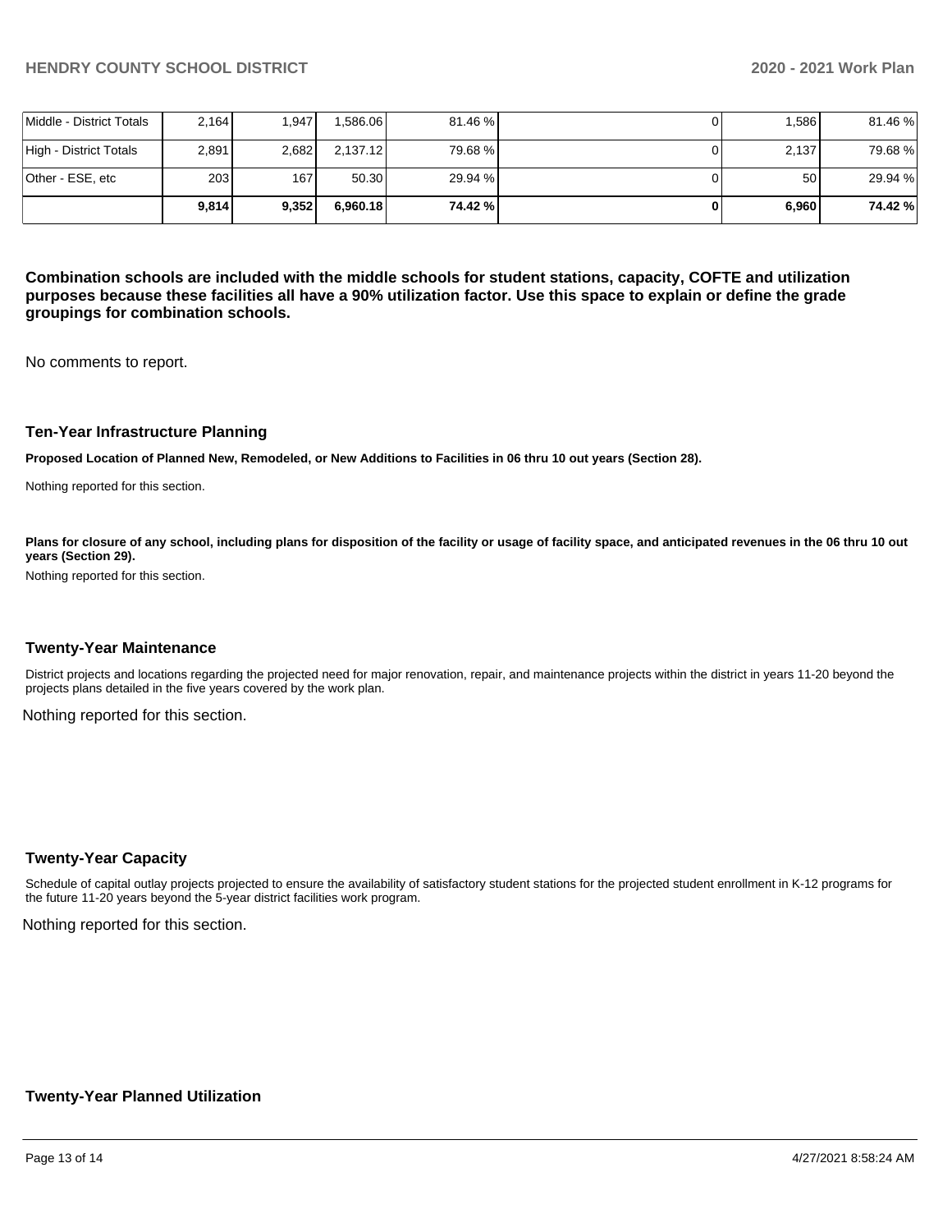| Middle - District Totals | 2,164 | 1,947 | 1,586.06 | 81.46 % | 0 | 1,586 | 81.46 % |
|---|---|---|---|---|---|---|---|
| High - District Totals | 2,891 | 2,682 | 2,137.12 | 79.68 % | 0 | 2,137 | 79.68 % |
| Other - ESE, etc | 203 | 167 | 50.30 | 29.94 % | 0 | 50 | 29.94 % |
| | **9,814** | **9,352** | **6,960.18** | **74.42 %** | **0** | **6,960** | **74.42 %** |

**Combination schools are included with the middle schools for student stations, capacity, COFTE and utilization purposes because these facilities all have a 90% utilization factor. Use this space to explain or define the grade groupings for combination schools.**

No comments to report.

### Ten-Year Infrastructure Planning

**Proposed Location of Planned New, Remodeled, or New Additions to Facilities in 06 thru 10 out years (Section 28).**

Nothing reported for this section.

**Plans for closure of any school, including plans for disposition of the facility or usage of facility space, and anticipated revenues in the 06 thru 10 out years (Section 29).**

Nothing reported for this section.

### Twenty-Year Maintenance

District projects and locations regarding the projected need for major renovation, repair, and maintenance projects within the district in years 11-20 beyond the projects plans detailed in the five years covered by the work plan.

Nothing reported for this section.

### Twenty-Year Capacity

Schedule of capital outlay projects projected to ensure the availability of satisfactory student stations for the projected student enrollment in K-12 programs for the future 11-20 years beyond the 5-year district facilities work program.

Nothing reported for this section.

### Twenty-Year Planned Utilization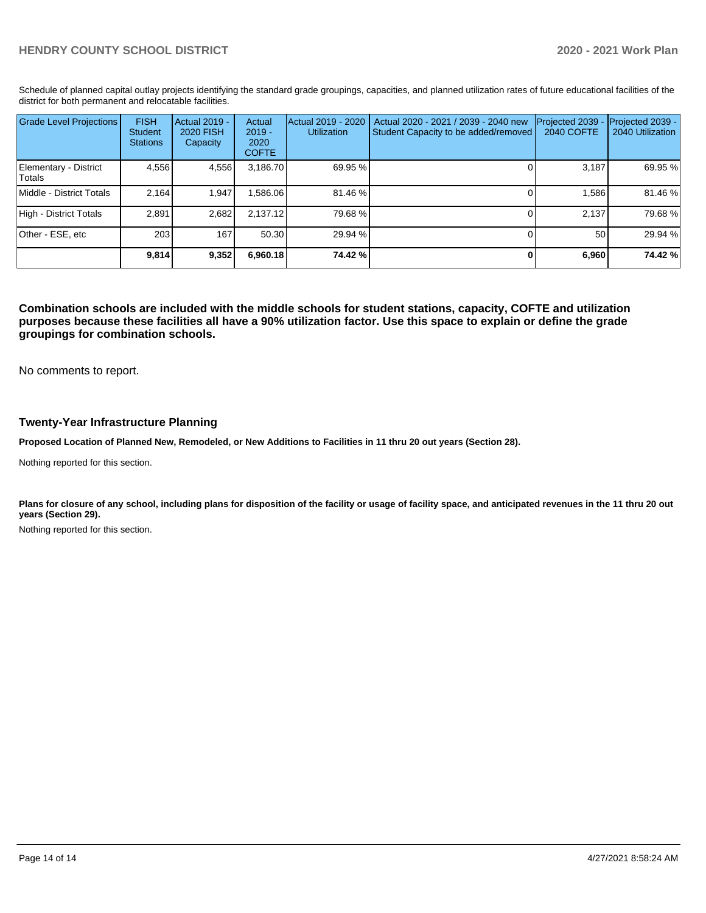Schedule of planned capital outlay projects identifying the standard grade groupings, capacities, and planned utilization rates of future educational facilities of the district for both permanent and relocatable facilities.

| Grade Level Projections | FISH Student Stations | Actual 2019 - 2020 FISH Capacity | Actual 2019 - 2020 COFTE | Actual 2019 - 2020 Utilization | Actual 2020 - 2021 / 2039 - 2040 new Student Capacity to be added/removed | Projected 2039 - 2040 COFTE | Projected 2039 - 2040 Utilization |
|---|---|---|---|---|---|---|---|
| Elementary - District Totals | 4,556 | 4,556 | 3,186.70 | 69.95 % | 0 | 3,187 | 69.95 % |
| Middle - District Totals | 2,164 | 1,947 | 1,586.06 | 81.46 % | 0 | 1,586 | 81.46 % |
| High - District Totals | 2,891 | 2,682 | 2,137.12 | 79.68 % | 0 | 2,137 | 79.68 % |
| Other - ESE, etc | 203 | 167 | 50.30 | 29.94 % | 0 | 50 | 29.94 % |
| | **9,814** | **9,352** | **6,960.18** | **74.42 %** | **0** | **6,960** | **74.42 %** |

**Combination schools are included with the middle schools for student stations, capacity, COFTE and utilization purposes because these facilities all have a 90% utilization factor. Use this space to explain or define the grade groupings for combination schools.**

No comments to report.

### Twenty-Year Infrastructure Planning

**Proposed Location of Planned New, Remodeled, or New Additions to Facilities in 11 thru 20 out years (Section 28).**

Nothing reported for this section.

**Plans for closure of any school, including plans for disposition of the facility or usage of facility space, and anticipated revenues in the 11 thru 20 out years (Section 29).**

Nothing reported for this section.